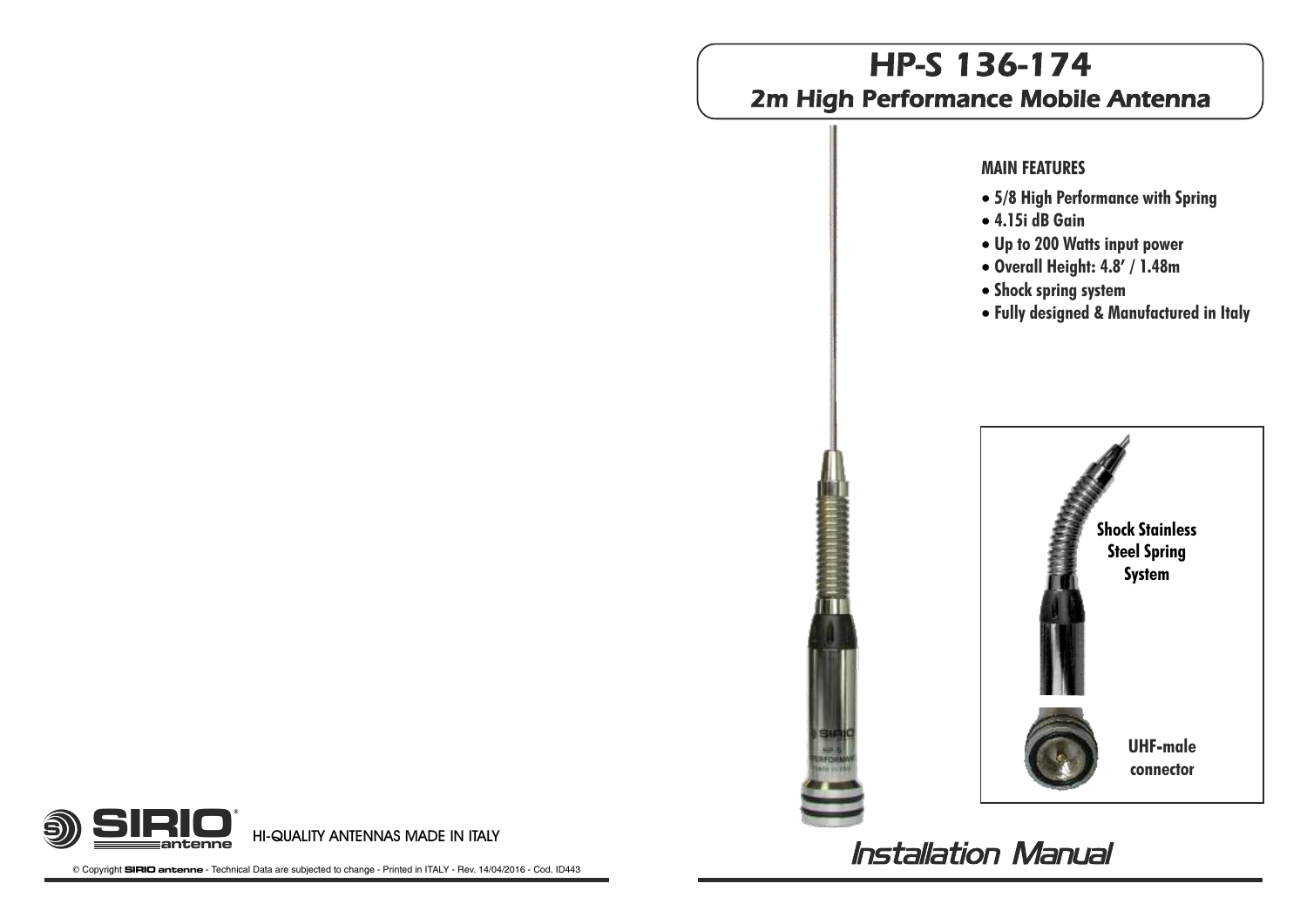# HP-S 136-174

## 2m High Performance Mobile Antenna

### MAIN FEATURES

- 5/8 High Performance with Spring
- 4.15i dB Gain
- Up to 200 Watts input power
- Overall Height: 4.8' / 1.48m
- Shock spring system
- Fully designed & Manufactured in Italy

**Shock Stainless Steel Spring System**

**UHF-male connector**

# Installation Manual

SIRIO antenne

HI-QUALITY ANTENNAS MADE IN ITALY

© Copyright SIRIO antenne - Technical Data are subjected to change - Printed in ITALY - Rev. 14/04/2016 - Cod. ID443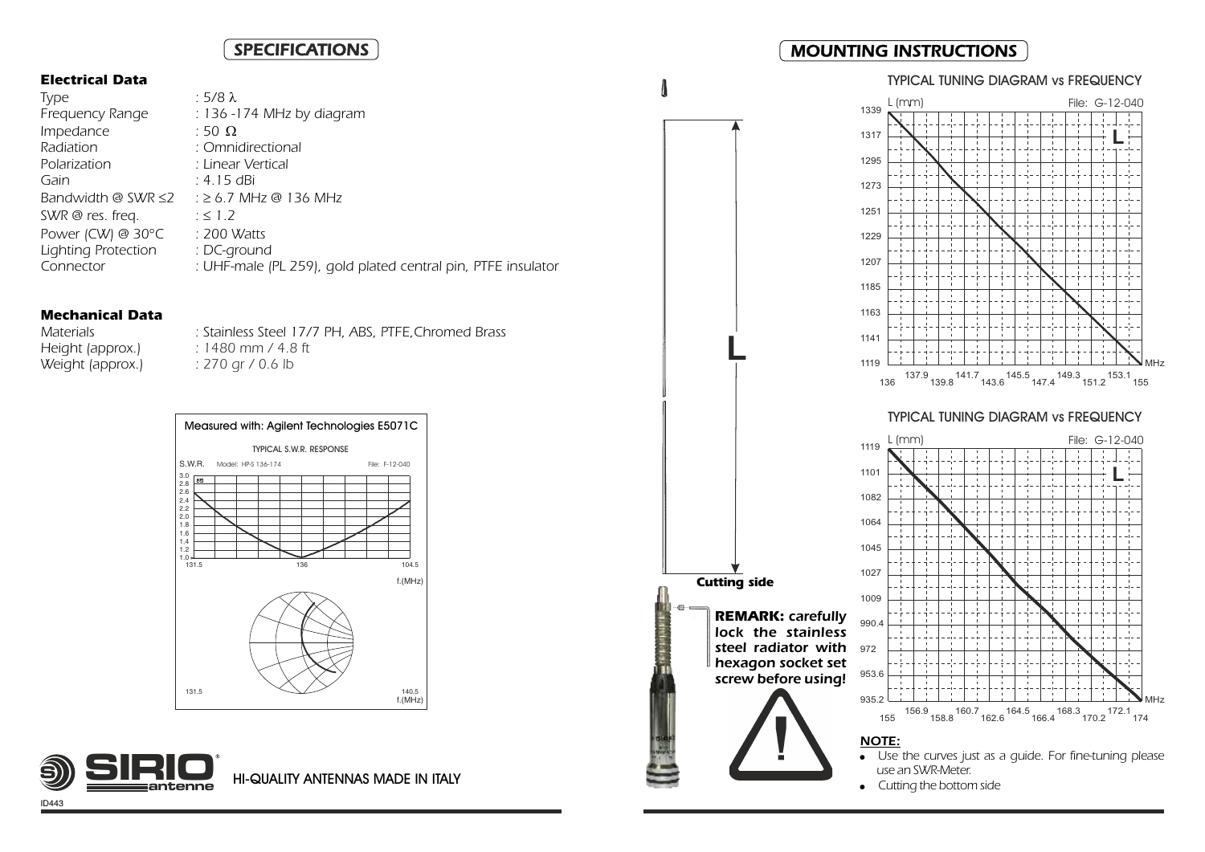## SPECIFICATIONS

### Electrical Data

| | |
|---|---|
| Type | : 5/8 λ |
| Frequency Range | : 136 -174 MHz by diagram |
| Impedance | : 50 Ω |
| Radiation | : Omnidirectional |
| Polarization | : Linear Vertical |
| Gain | : 4.15 dBi |
| Bandwidth @ SWR ≤2 | : ≥ 6.7 MHz @ 136 MHz |
| SWR @ res. freq. | : ≤ 1.2 |
| Power (CW) @ 30°C | : 200 Watts |
| Lighting Protection | : DC-ground |
| Connector | : UHF-male (PL 259), gold plated central pin, PTFE insulator |

### Mechanical Data

| | |
|---|---|
| Materials | : Stainless Steel 17/7 PH, ABS, PTFE,Chromed Brass |
| Height (approx.) | : 1480 mm / 4.8 ft |
| Weight (approx.) | : 270 gr / 0.6 lb |

Measured with: Agilent Technologies E5071C

TYPICAL S.W.R. RESPONSE

S.W.R. Model: HP-S 136-174 File: F-12-040

3.0
2.8
2.6
2.4
2.2
2.0
1.8
1.6
1.4
1.2
1.0

131.5 136 104.5

f.(MHz)

131.5 140.5
f.(MHz)

SIRIO antenne

HI-QUALITY ANTENNAS MADE IN ITALY

ID443

## MOUNTING INSTRUCTIONS

L

Cutting side

**REMARK: carefully lock the stainless steel radiator with hexagon socket set screw before using!**

TYPICAL TUNING DIAGRAM vs FREQUENCY

L (mm) File: G-12-040

1339
1317
1295
1273
1251
1229
1207
1185
1163
1141
1119

136 137.9 139.8 141.7 143.6 145.5 147.4 149.3 151.2 153.1 155 MHz

TYPICAL TUNING DIAGRAM vs FREQUENCY

L (mm) File: G-12-040

1119
1101
1082
1064
1045
1027
1009
990.4
972
953.6
935.2

155 156.9 158.8 160.7 162.6 164.5 166.4 168.3 170.2 172.1 174 MHz

**NOTE:**

- Use the curves just as a guide. For fine-tuning please use an SWR-Meter.
- Cutting the bottom side